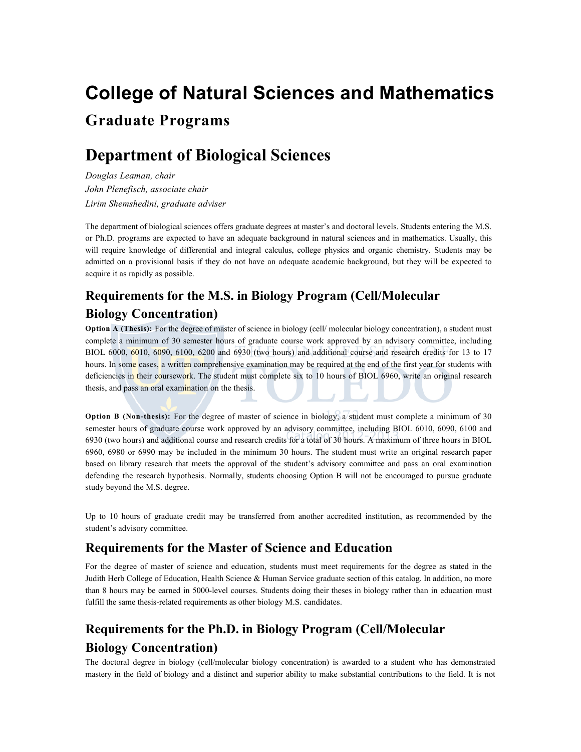# College of Natural Sciences and Mathematics

## Graduate Programs

# Department of Biological Sciences

*Douglas Leaman, chair*
*John Plenefisch, associate chair*
*Lirim Shemshedini, graduate adviser*

The department of biological sciences offers graduate degrees at master's and doctoral levels. Students entering the M.S. or Ph.D. programs are expected to have an adequate background in natural sciences and in mathematics. Usually, this will require knowledge of differential and integral calculus, college physics and organic chemistry. Students may be admitted on a provisional basis if they do not have an adequate academic background, but they will be expected to acquire it as rapidly as possible.

## Requirements for the M.S. in Biology Program (Cell/Molecular Biology Concentration)

**Option A (Thesis):** For the degree of master of science in biology (cell/ molecular biology concentration), a student must complete a minimum of 30 semester hours of graduate course work approved by an advisory committee, including BIOL 6000, 6010, 6090, 6100, 6200 and 6930 (two hours) and additional course and research credits for 13 to 17 hours. In some cases, a written comprehensive examination may be required at the end of the first year for students with deficiencies in their coursework. The student must complete six to 10 hours of BIOL 6960, write an original research thesis, and pass an oral examination on the thesis.

**Option B (Non-thesis):** For the degree of master of science in biology, a student must complete a minimum of 30 semester hours of graduate course work approved by an advisory committee, including BIOL 6010, 6090, 6100 and 6930 (two hours) and additional course and research credits for a total of 30 hours. A maximum of three hours in BIOL 6960, 6980 or 6990 may be included in the minimum 30 hours. The student must write an original research paper based on library research that meets the approval of the student's advisory committee and pass an oral examination defending the research hypothesis. Normally, students choosing Option B will not be encouraged to pursue graduate study beyond the M.S. degree.

Up to 10 hours of graduate credit may be transferred from another accredited institution, as recommended by the student's advisory committee.

## Requirements for the Master of Science and Education

For the degree of master of science and education, students must meet requirements for the degree as stated in the Judith Herb College of Education, Health Science & Human Service graduate section of this catalog. In addition, no more than 8 hours may be earned in 5000-level courses. Students doing their theses in biology rather than in education must fulfill the same thesis-related requirements as other biology M.S. candidates.

## Requirements for the Ph.D. in Biology Program (Cell/Molecular Biology Concentration)

The doctoral degree in biology (cell/molecular biology concentration) is awarded to a student who has demonstrated mastery in the field of biology and a distinct and superior ability to make substantial contributions to the field. It is not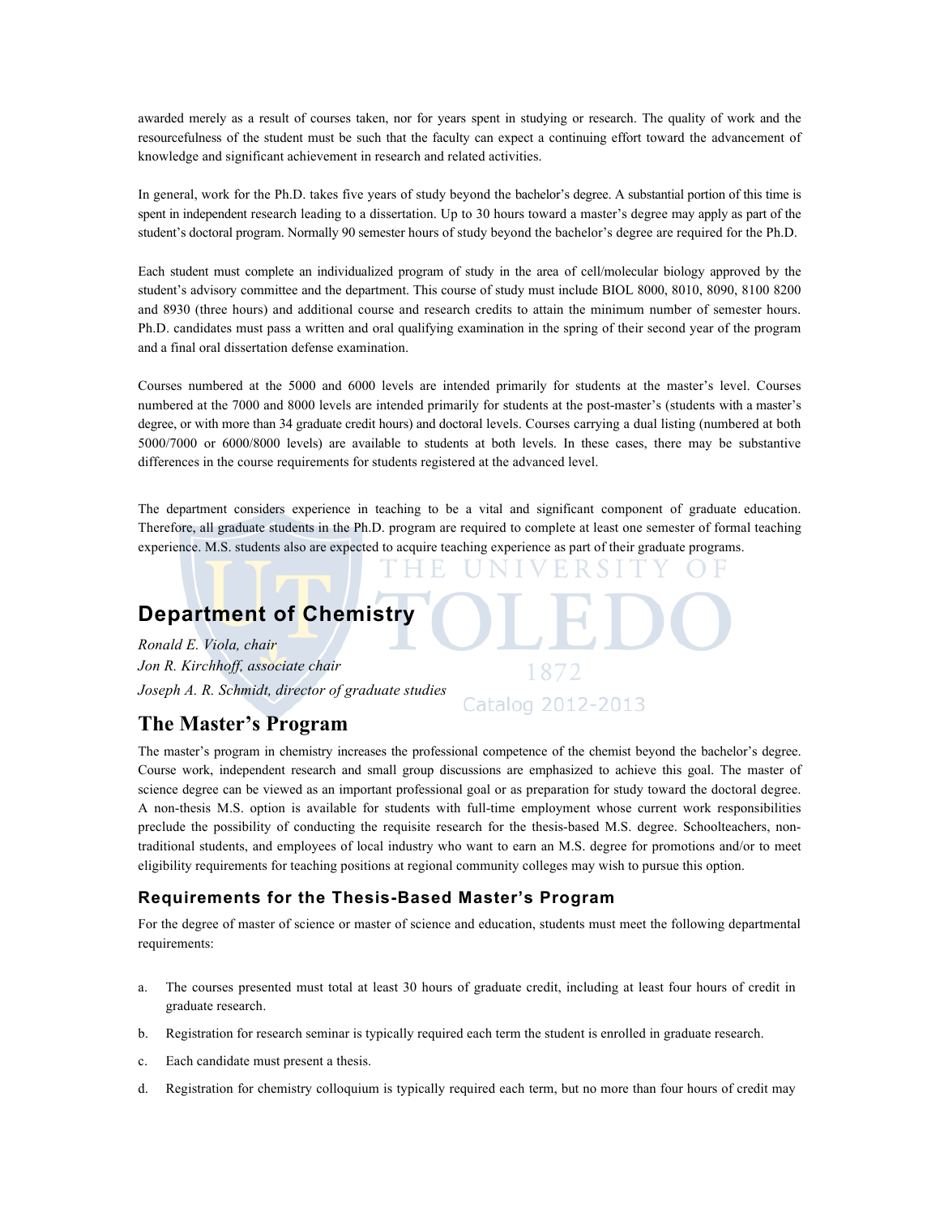awarded merely as a result of courses taken, nor for years spent in studying or research. The quality of work and the resourcefulness of the student must be such that the faculty can expect a continuing effort toward the advancement of knowledge and significant achievement in research and related activities.

In general, work for the Ph.D. takes five years of study beyond the bachelor's degree. A substantial portion of this time is spent in independent research leading to a dissertation. Up to 30 hours toward a master's degree may apply as part of the student's doctoral program. Normally 90 semester hours of study beyond the bachelor's degree are required for the Ph.D.

Each student must complete an individualized program of study in the area of cell/molecular biology approved by the student's advisory committee and the department. This course of study must include BIOL 8000, 8010, 8090, 8100 8200 and 8930 (three hours) and additional course and research credits to attain the minimum number of semester hours. Ph.D. candidates must pass a written and oral qualifying examination in the spring of their second year of the program and a final oral dissertation defense examination.

Courses numbered at the 5000 and 6000 levels are intended primarily for students at the master's level. Courses numbered at the 7000 and 8000 levels are intended primarily for students at the post-master's (students with a master's degree, or with more than 34 graduate credit hours) and doctoral levels. Courses carrying a dual listing (numbered at both 5000/7000 or 6000/8000 levels) are available to students at both levels. In these cases, there may be substantive differences in the course requirements for students registered at the advanced level.

The department considers experience in teaching to be a vital and significant component of graduate education. Therefore, all graduate students in the Ph.D. program are required to complete at least one semester of formal teaching experience. M.S. students also are expected to acquire teaching experience as part of their graduate programs.

## Department of Chemistry

*Ronald E. Viola, chair*
*Jon R. Kirchhoff, associate chair*
*Joseph A. R. Schmidt, director of graduate studies*

## The Master's Program

The master's program in chemistry increases the professional competence of the chemist beyond the bachelor's degree. Course work, independent research and small group discussions are emphasized to achieve this goal. The master of science degree can be viewed as an important professional goal or as preparation for study toward the doctoral degree. A non-thesis M.S. option is available for students with full-time employment whose current work responsibilities preclude the possibility of conducting the requisite research for the thesis-based M.S. degree. Schoolteachers, non-traditional students, and employees of local industry who want to earn an M.S. degree for promotions and/or to meet eligibility requirements for teaching positions at regional community colleges may wish to pursue this option.

### Requirements for the Thesis-Based Master's Program

For the degree of master of science or master of science and education, students must meet the following departmental requirements:

a. The courses presented must total at least 30 hours of graduate credit, including at least four hours of credit in graduate research.

b. Registration for research seminar is typically required each term the student is enrolled in graduate research.

c. Each candidate must present a thesis.

d. Registration for chemistry colloquium is typically required each term, but no more than four hours of credit may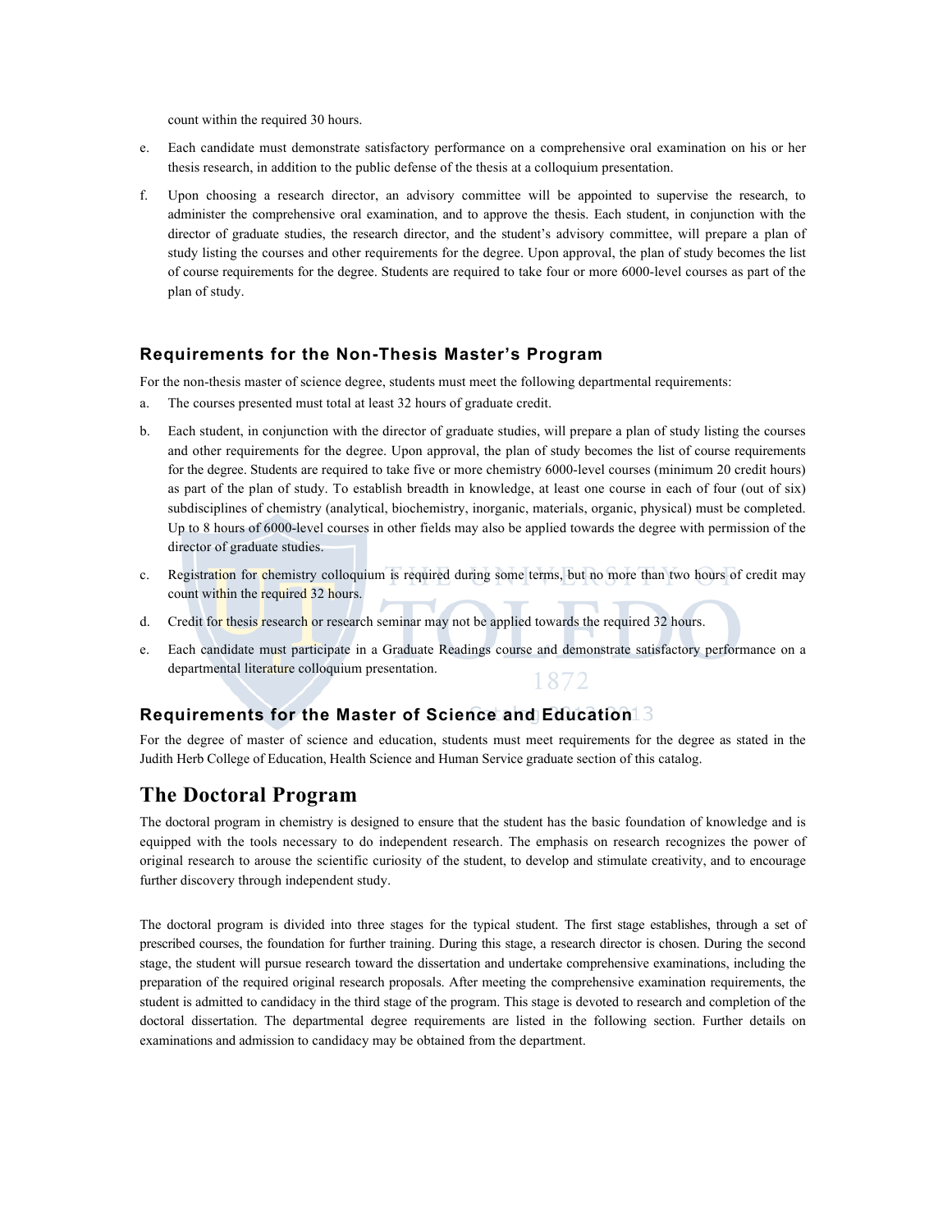count within the required 30 hours.

e. Each candidate must demonstrate satisfactory performance on a comprehensive oral examination on his or her thesis research, in addition to the public defense of the thesis at a colloquium presentation.

f. Upon choosing a research director, an advisory committee will be appointed to supervise the research, to administer the comprehensive oral examination, and to approve the thesis. Each student, in conjunction with the director of graduate studies, the research director, and the student's advisory committee, will prepare a plan of study listing the courses and other requirements for the degree. Upon approval, the plan of study becomes the list of course requirements for the degree. Students are required to take four or more 6000-level courses as part of the plan of study.

### Requirements for the Non-Thesis Master's Program

For the non-thesis master of science degree, students must meet the following departmental requirements:

a. The courses presented must total at least 32 hours of graduate credit.

b. Each student, in conjunction with the director of graduate studies, will prepare a plan of study listing the courses and other requirements for the degree. Upon approval, the plan of study becomes the list of course requirements for the degree. Students are required to take five or more chemistry 6000-level courses (minimum 20 credit hours) as part of the plan of study. To establish breadth in knowledge, at least one course in each of four (out of six) subdisciplines of chemistry (analytical, biochemistry, inorganic, materials, organic, physical) must be completed. Up to 8 hours of 6000-level courses in other fields may also be applied towards the degree with permission of the director of graduate studies.

c. Registration for chemistry colloquium is required during some terms, but no more than two hours of credit may count within the required 32 hours.

d. Credit for thesis research or research seminar may not be applied towards the required 32 hours.

e. Each candidate must participate in a Graduate Readings course and demonstrate satisfactory performance on a departmental literature colloquium presentation.

### Requirements for the Master of Science and Education

For the degree of master of science and education, students must meet requirements for the degree as stated in the Judith Herb College of Education, Health Science and Human Service graduate section of this catalog.

## The Doctoral Program

The doctoral program in chemistry is designed to ensure that the student has the basic foundation of knowledge and is equipped with the tools necessary to do independent research. The emphasis on research recognizes the power of original research to arouse the scientific curiosity of the student, to develop and stimulate creativity, and to encourage further discovery through independent study.

The doctoral program is divided into three stages for the typical student. The first stage establishes, through a set of prescribed courses, the foundation for further training. During this stage, a research director is chosen. During the second stage, the student will pursue research toward the dissertation and undertake comprehensive examinations, including the preparation of the required original research proposals. After meeting the comprehensive examination requirements, the student is admitted to candidacy in the third stage of the program. This stage is devoted to research and completion of the doctoral dissertation. The departmental degree requirements are listed in the following section. Further details on examinations and admission to candidacy may be obtained from the department.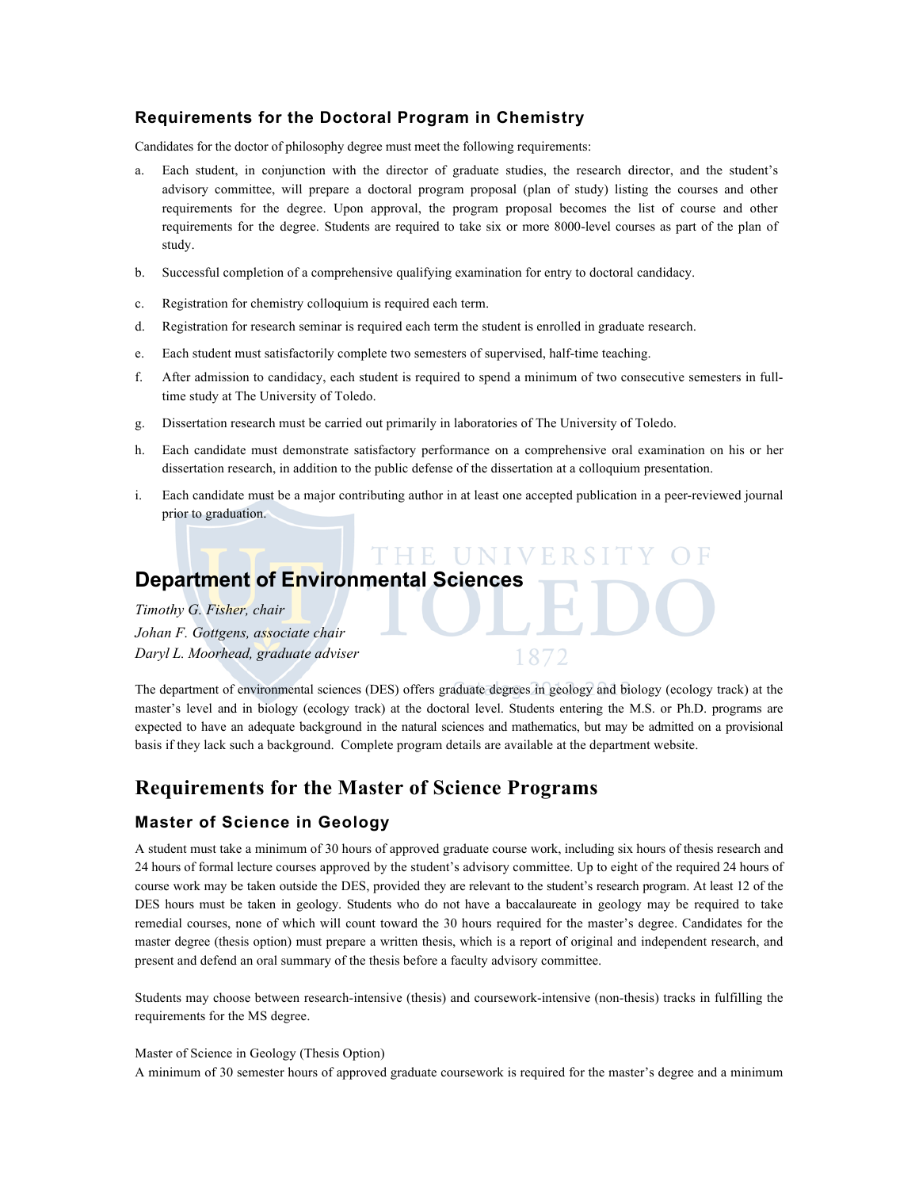### Requirements for the Doctoral Program in Chemistry

Candidates for the doctor of philosophy degree must meet the following requirements:

a. Each student, in conjunction with the director of graduate studies, the research director, and the student's advisory committee, will prepare a doctoral program proposal (plan of study) listing the courses and other requirements for the degree. Upon approval, the program proposal becomes the list of course and other requirements for the degree. Students are required to take six or more 8000-level courses as part of the plan of study.

b. Successful completion of a comprehensive qualifying examination for entry to doctoral candidacy.

c. Registration for chemistry colloquium is required each term.

d. Registration for research seminar is required each term the student is enrolled in graduate research.

e. Each student must satisfactorily complete two semesters of supervised, half-time teaching.

f. After admission to candidacy, each student is required to spend a minimum of two consecutive semesters in full-time study at The University of Toledo.

g. Dissertation research must be carried out primarily in laboratories of The University of Toledo.

h. Each candidate must demonstrate satisfactory performance on a comprehensive oral examination on his or her dissertation research, in addition to the public defense of the dissertation at a colloquium presentation.

i. Each candidate must be a major contributing author in at least one accepted publication in a peer-reviewed journal prior to graduation.

## Department of Environmental Sciences

*Timothy G. Fisher, chair*
*Johan F. Gottgens, associate chair*
*Daryl L. Moorhead, graduate adviser*

The department of environmental sciences (DES) offers graduate degrees in geology and biology (ecology track) at the master's level and in biology (ecology track) at the doctoral level. Students entering the M.S. or Ph.D. programs are expected to have an adequate background in the natural sciences and mathematics, but may be admitted on a provisional basis if they lack such a background. Complete program details are available at the department website.

## Requirements for the Master of Science Programs

### Master of Science in Geology

A student must take a minimum of 30 hours of approved graduate course work, including six hours of thesis research and 24 hours of formal lecture courses approved by the student's advisory committee. Up to eight of the required 24 hours of course work may be taken outside the DES, provided they are relevant to the student's research program. At least 12 of the DES hours must be taken in geology. Students who do not have a baccalaureate in geology may be required to take remedial courses, none of which will count toward the 30 hours required for the master's degree. Candidates for the master degree (thesis option) must prepare a written thesis, which is a report of original and independent research, and present and defend an oral summary of the thesis before a faculty advisory committee.

Students may choose between research-intensive (thesis) and coursework-intensive (non-thesis) tracks in fulfilling the requirements for the MS degree.

Master of Science in Geology (Thesis Option)
A minimum of 30 semester hours of approved graduate coursework is required for the master's degree and a minimum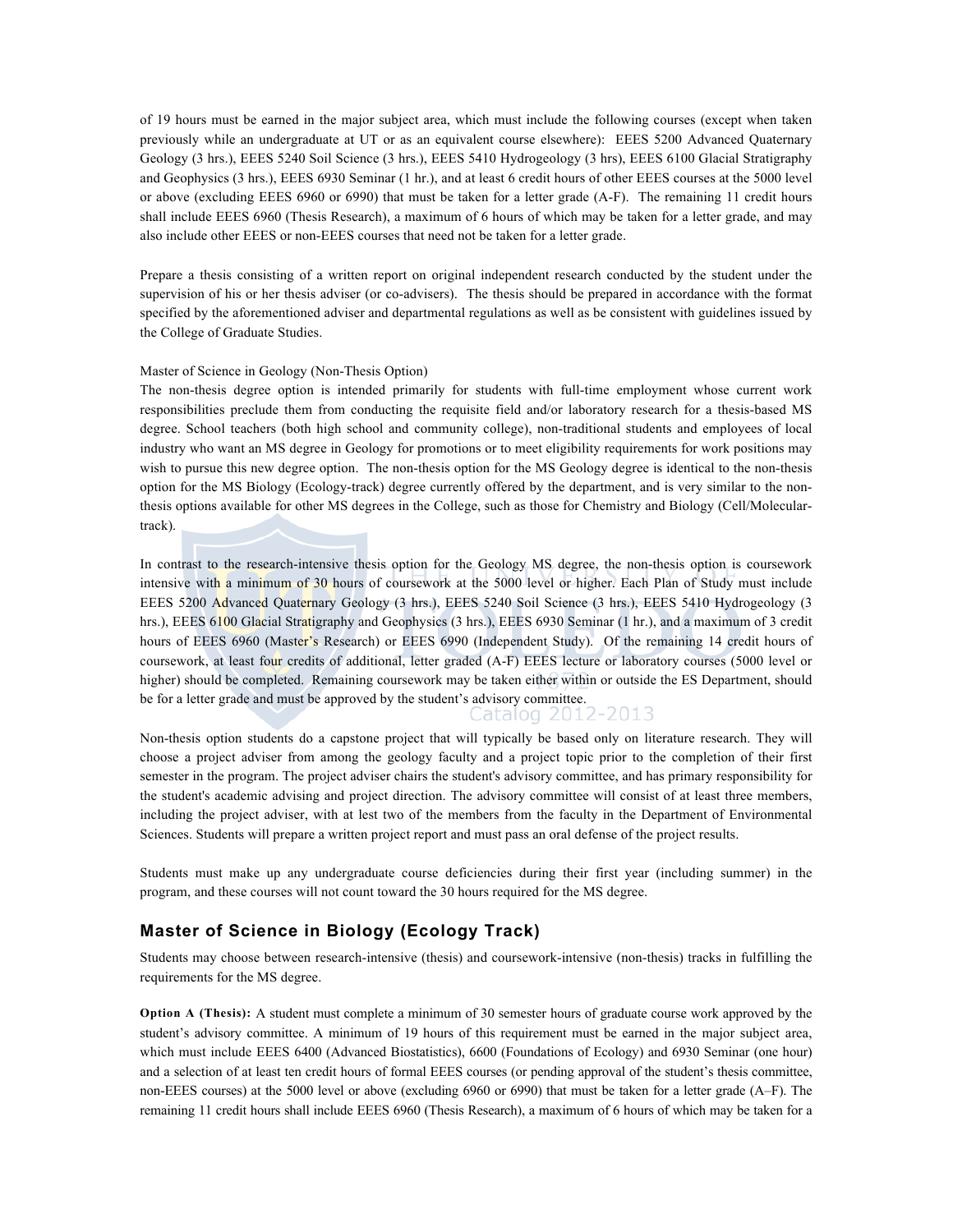of 19 hours must be earned in the major subject area, which must include the following courses (except when taken previously while an undergraduate at UT or as an equivalent course elsewhere): EEES 5200 Advanced Quaternary Geology (3 hrs.), EEES 5240 Soil Science (3 hrs.), EEES 5410 Hydrogeology (3 hrs), EEES 6100 Glacial Stratigraphy and Geophysics (3 hrs.), EEES 6930 Seminar (1 hr.), and at least 6 credit hours of other EEES courses at the 5000 level or above (excluding EEES 6960 or 6990) that must be taken for a letter grade (A-F). The remaining 11 credit hours shall include EEES 6960 (Thesis Research), a maximum of 6 hours of which may be taken for a letter grade, and may also include other EEES or non-EEES courses that need not be taken for a letter grade.

Prepare a thesis consisting of a written report on original independent research conducted by the student under the supervision of his or her thesis adviser (or co-advisers). The thesis should be prepared in accordance with the format specified by the aforementioned adviser and departmental regulations as well as be consistent with guidelines issued by the College of Graduate Studies.

Master of Science in Geology (Non-Thesis Option)

The non-thesis degree option is intended primarily for students with full-time employment whose current work responsibilities preclude them from conducting the requisite field and/or laboratory research for a thesis-based MS degree. School teachers (both high school and community college), non-traditional students and employees of local industry who want an MS degree in Geology for promotions or to meet eligibility requirements for work positions may wish to pursue this new degree option. The non-thesis option for the MS Geology degree is identical to the non-thesis option for the MS Biology (Ecology-track) degree currently offered by the department, and is very similar to the non-thesis options available for other MS degrees in the College, such as those for Chemistry and Biology (Cell/Molecular-track).

In contrast to the research-intensive thesis option for the Geology MS degree, the non-thesis option is coursework intensive with a minimum of 30 hours of coursework at the 5000 level or higher. Each Plan of Study must include EEES 5200 Advanced Quaternary Geology (3 hrs.), EEES 5240 Soil Science (3 hrs.), EEES 5410 Hydrogeology (3 hrs.), EEES 6100 Glacial Stratigraphy and Geophysics (3 hrs.), EEES 6930 Seminar (1 hr.), and a maximum of 3 credit hours of EEES 6960 (Master's Research) or EEES 6990 (Independent Study). Of the remaining 14 credit hours of coursework, at least four credits of additional, letter graded (A-F) EEES lecture or laboratory courses (5000 level or higher) should be completed. Remaining coursework may be taken either within or outside the ES Department, should be for a letter grade and must be approved by the student's advisory committee.

Non-thesis option students do a capstone project that will typically be based only on literature research. They will choose a project adviser from among the geology faculty and a project topic prior to the completion of their first semester in the program. The project adviser chairs the student's advisory committee, and has primary responsibility for the student's academic advising and project direction. The advisory committee will consist of at least three members, including the project adviser, with at lest two of the members from the faculty in the Department of Environmental Sciences. Students will prepare a written project report and must pass an oral defense of the project results.

Students must make up any undergraduate course deficiencies during their first year (including summer) in the program, and these courses will not count toward the 30 hours required for the MS degree.

## Master of Science in Biology (Ecology Track)

Students may choose between research-intensive (thesis) and coursework-intensive (non-thesis) tracks in fulfilling the requirements for the MS degree.

**Option A (Thesis):** A student must complete a minimum of 30 semester hours of graduate course work approved by the student's advisory committee. A minimum of 19 hours of this requirement must be earned in the major subject area, which must include EEES 6400 (Advanced Biostatistics), 6600 (Foundations of Ecology) and 6930 Seminar (one hour) and a selection of at least ten credit hours of formal EEES courses (or pending approval of the student's thesis committee, non-EEES courses) at the 5000 level or above (excluding 6960 or 6990) that must be taken for a letter grade (A–F). The remaining 11 credit hours shall include EEES 6960 (Thesis Research), a maximum of 6 hours of which may be taken for a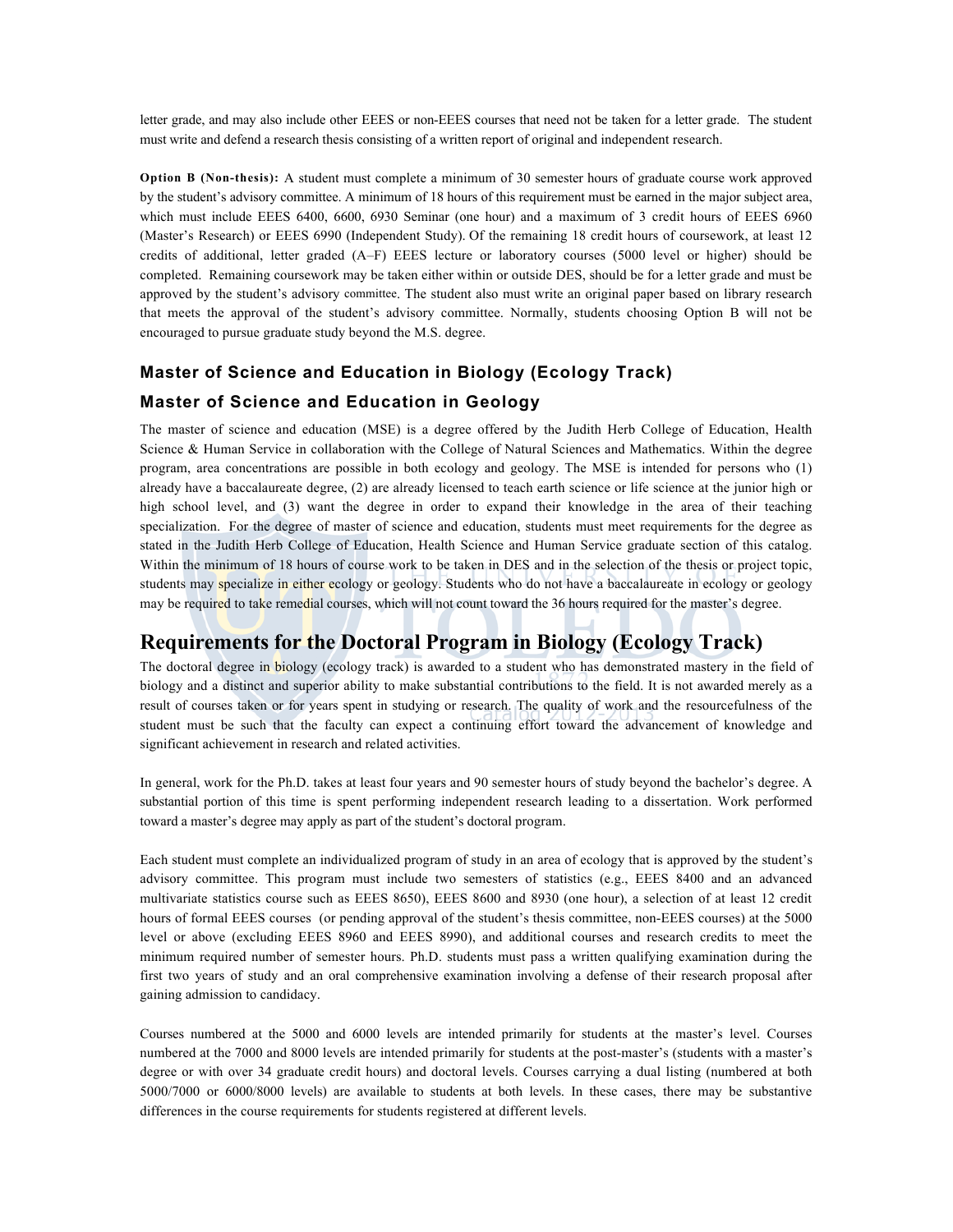letter grade, and may also include other EEES or non-EEES courses that need not be taken for a letter grade. The student must write and defend a research thesis consisting of a written report of original and independent research.

**Option B (Non-thesis):** A student must complete a minimum of 30 semester hours of graduate course work approved by the student's advisory committee. A minimum of 18 hours of this requirement must be earned in the major subject area, which must include EEES 6400, 6600, 6930 Seminar (one hour) and a maximum of 3 credit hours of EEES 6960 (Master's Research) or EEES 6990 (Independent Study). Of the remaining 18 credit hours of coursework, at least 12 credits of additional, letter graded (A–F) EEES lecture or laboratory courses (5000 level or higher) should be completed. Remaining coursework may be taken either within or outside DES, should be for a letter grade and must be approved by the student's advisory committee. The student also must write an original paper based on library research that meets the approval of the student's advisory committee. Normally, students choosing Option B will not be encouraged to pursue graduate study beyond the M.S. degree.

### Master of Science and Education in Biology (Ecology Track)

### Master of Science and Education in Geology

The master of science and education (MSE) is a degree offered by the Judith Herb College of Education, Health Science & Human Service in collaboration with the College of Natural Sciences and Mathematics. Within the degree program, area concentrations are possible in both ecology and geology. The MSE is intended for persons who (1) already have a baccalaureate degree, (2) are already licensed to teach earth science or life science at the junior high or high school level, and (3) want the degree in order to expand their knowledge in the area of their teaching specialization. For the degree of master of science and education, students must meet requirements for the degree as stated in the Judith Herb College of Education, Health Science and Human Service graduate section of this catalog. Within the minimum of 18 hours of course work to be taken in DES and in the selection of the thesis or project topic, students may specialize in either ecology or geology. Students who do not have a baccalaureate in ecology or geology may be required to take remedial courses, which will not count toward the 36 hours required for the master's degree.

## Requirements for the Doctoral Program in Biology (Ecology Track)

The doctoral degree in biology (ecology track) is awarded to a student who has demonstrated mastery in the field of biology and a distinct and superior ability to make substantial contributions to the field. It is not awarded merely as a result of courses taken or for years spent in studying or research. The quality of work and the resourcefulness of the student must be such that the faculty can expect a continuing effort toward the advancement of knowledge and significant achievement in research and related activities.

In general, work for the Ph.D. takes at least four years and 90 semester hours of study beyond the bachelor's degree. A substantial portion of this time is spent performing independent research leading to a dissertation. Work performed toward a master's degree may apply as part of the student's doctoral program.

Each student must complete an individualized program of study in an area of ecology that is approved by the student's advisory committee. This program must include two semesters of statistics (e.g., EEES 8400 and an advanced multivariate statistics course such as EEES 8650), EEES 8600 and 8930 (one hour), a selection of at least 12 credit hours of formal EEES courses (or pending approval of the student's thesis committee, non-EEES courses) at the 5000 level or above (excluding EEES 8960 and EEES 8990), and additional courses and research credits to meet the minimum required number of semester hours. Ph.D. students must pass a written qualifying examination during the first two years of study and an oral comprehensive examination involving a defense of their research proposal after gaining admission to candidacy.

Courses numbered at the 5000 and 6000 levels are intended primarily for students at the master's level. Courses numbered at the 7000 and 8000 levels are intended primarily for students at the post-master's (students with a master's degree or with over 34 graduate credit hours) and doctoral levels. Courses carrying a dual listing (numbered at both 5000/7000 or 6000/8000 levels) are available to students at both levels. In these cases, there may be substantive differences in the course requirements for students registered at different levels.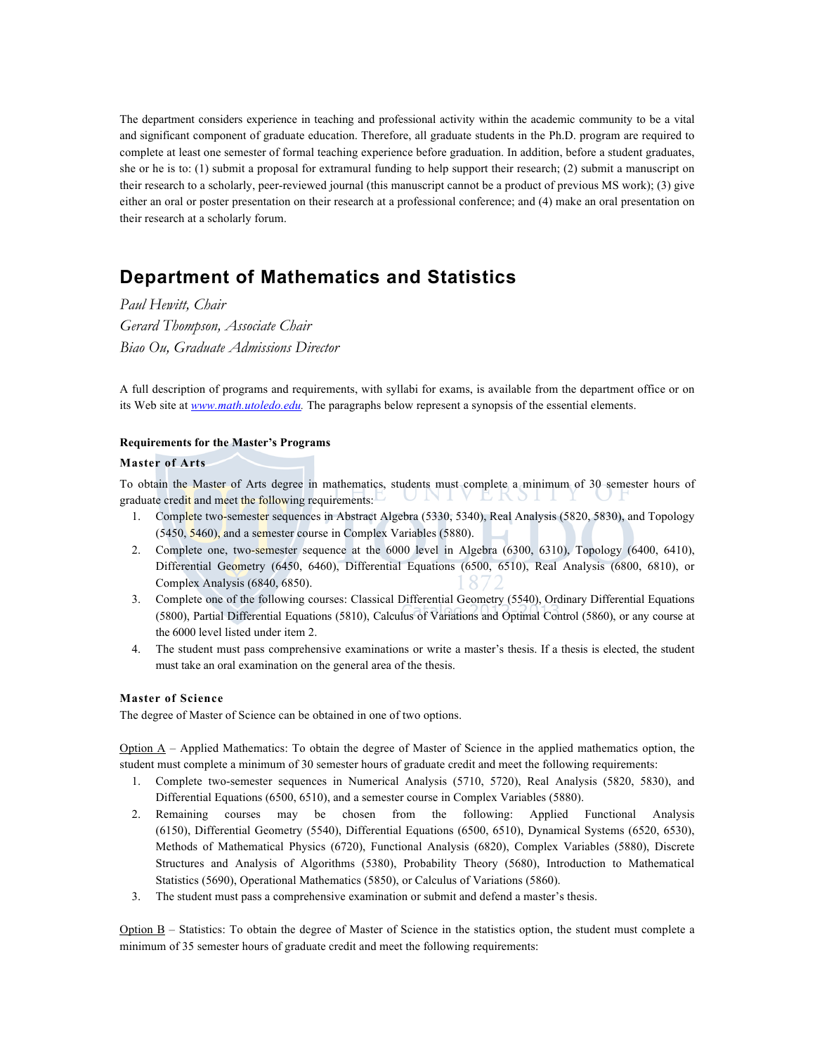The department considers experience in teaching and professional activity within the academic community to be a vital and significant component of graduate education. Therefore, all graduate students in the Ph.D. program are required to complete at least one semester of formal teaching experience before graduation. In addition, before a student graduates, she or he is to: (1) submit a proposal for extramural funding to help support their research; (2) submit a manuscript on their research to a scholarly, peer-reviewed journal (this manuscript cannot be a product of previous MS work); (3) give either an oral or poster presentation on their research at a professional conference; and (4) make an oral presentation on their research at a scholarly forum.

## Department of Mathematics and Statistics

*Paul Hewitt, Chair*
*Gerard Thompson, Associate Chair*
*Biao Ou, Graduate Admissions Director*

A full description of programs and requirements, with syllabi for exams, is available from the department office or on its Web site at *www.math.utoledo.edu.* The paragraphs below represent a synopsis of the essential elements.

**Requirements for the Master's Programs**

**Master of Arts**

To obtain the Master of Arts degree in mathematics, students must complete a minimum of 30 semester hours of graduate credit and meet the following requirements:

1. Complete two-semester sequences in Abstract Algebra (5330, 5340), Real Analysis (5820, 5830), and Topology (5450, 5460), and a semester course in Complex Variables (5880).
2. Complete one, two-semester sequence at the 6000 level in Algebra (6300, 6310), Topology (6400, 6410), Differential Geometry (6450, 6460), Differential Equations (6500, 6510), Real Analysis (6800, 6810), or Complex Analysis (6840, 6850).
3. Complete one of the following courses: Classical Differential Geometry (5540), Ordinary Differential Equations (5800), Partial Differential Equations (5810), Calculus of Variations and Optimal Control (5860), or any course at the 6000 level listed under item 2.
4. The student must pass comprehensive examinations or write a master's thesis. If a thesis is elected, the student must take an oral examination on the general area of the thesis.

**Master of Science**

The degree of Master of Science can be obtained in one of two options.

Option A – Applied Mathematics: To obtain the degree of Master of Science in the applied mathematics option, the student must complete a minimum of 30 semester hours of graduate credit and meet the following requirements:

1. Complete two-semester sequences in Numerical Analysis (5710, 5720), Real Analysis (5820, 5830), and Differential Equations (6500, 6510), and a semester course in Complex Variables (5880).
2. Remaining courses may be chosen from the following: Applied Functional Analysis (6150), Differential Geometry (5540), Differential Equations (6500, 6510), Dynamical Systems (6520, 6530), Methods of Mathematical Physics (6720), Functional Analysis (6820), Complex Variables (5880), Discrete Structures and Analysis of Algorithms (5380), Probability Theory (5680), Introduction to Mathematical Statistics (5690), Operational Mathematics (5850), or Calculus of Variations (5860).
3. The student must pass a comprehensive examination or submit and defend a master's thesis.

Option B – Statistics: To obtain the degree of Master of Science in the statistics option, the student must complete a minimum of 35 semester hours of graduate credit and meet the following requirements: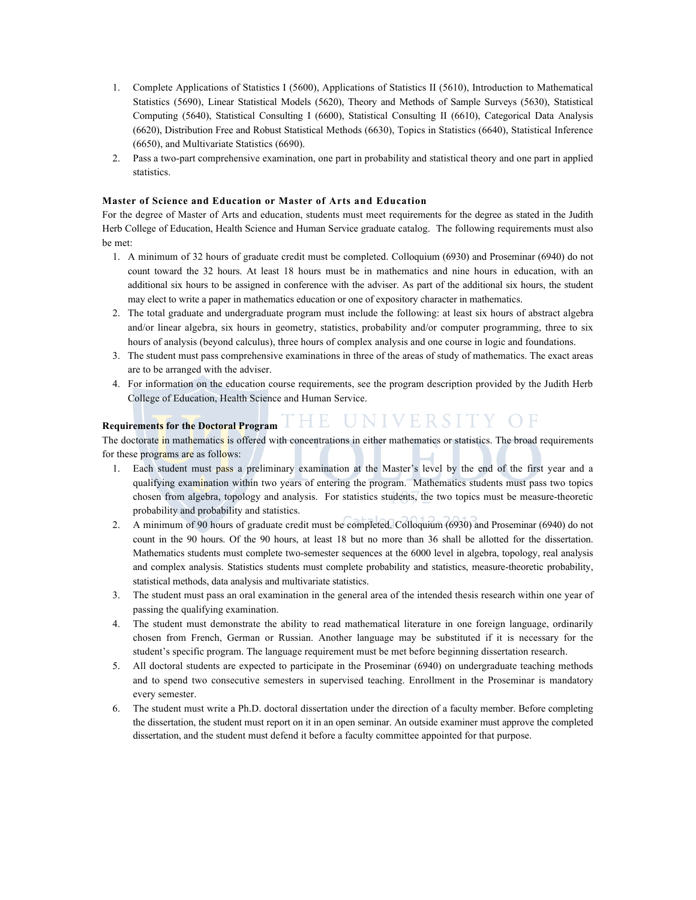1. Complete Applications of Statistics I (5600), Applications of Statistics II (5610), Introduction to Mathematical Statistics (5690), Linear Statistical Models (5620), Theory and Methods of Sample Surveys (5630), Statistical Computing (5640), Statistical Consulting I (6600), Statistical Consulting II (6610), Categorical Data Analysis (6620), Distribution Free and Robust Statistical Methods (6630), Topics in Statistics (6640), Statistical Inference (6650), and Multivariate Statistics (6690).
2. Pass a two-part comprehensive examination, one part in probability and statistical theory and one part in applied statistics.

**Master of Science and Education or Master of Arts and Education**

For the degree of Master of Arts and education, students must meet requirements for the degree as stated in the Judith Herb College of Education, Health Science and Human Service graduate catalog. The following requirements must also be met:

1. A minimum of 32 hours of graduate credit must be completed. Colloquium (6930) and Proseminar (6940) do not count toward the 32 hours. At least 18 hours must be in mathematics and nine hours in education, with an additional six hours to be assigned in conference with the adviser. As part of the additional six hours, the student may elect to write a paper in mathematics education or one of expository character in mathematics.
2. The total graduate and undergraduate program must include the following: at least six hours of abstract algebra and/or linear algebra, six hours in geometry, statistics, probability and/or computer programming, three to six hours of analysis (beyond calculus), three hours of complex analysis and one course in logic and foundations.
3. The student must pass comprehensive examinations in three of the areas of study of mathematics. The exact areas are to be arranged with the adviser.
4. For information on the education course requirements, see the program description provided by the Judith Herb College of Education, Health Science and Human Service.

**Requirements for the Doctoral Program**

The doctorate in mathematics is offered with concentrations in either mathematics or statistics. The broad requirements for these programs are as follows:

1. Each student must pass a preliminary examination at the Master's level by the end of the first year and a qualifying examination within two years of entering the program. Mathematics students must pass two topics chosen from algebra, topology and analysis. For statistics students, the two topics must be measure-theoretic probability and probability and statistics.
2. A minimum of 90 hours of graduate credit must be completed. Colloquium (6930) and Proseminar (6940) do not count in the 90 hours. Of the 90 hours, at least 18 but no more than 36 shall be allotted for the dissertation. Mathematics students must complete two-semester sequences at the 6000 level in algebra, topology, real analysis and complex analysis. Statistics students must complete probability and statistics, measure-theoretic probability, statistical methods, data analysis and multivariate statistics.
3. The student must pass an oral examination in the general area of the intended thesis research within one year of passing the qualifying examination.
4. The student must demonstrate the ability to read mathematical literature in one foreign language, ordinarily chosen from French, German or Russian. Another language may be substituted if it is necessary for the student's specific program. The language requirement must be met before beginning dissertation research.
5. All doctoral students are expected to participate in the Proseminar (6940) on undergraduate teaching methods and to spend two consecutive semesters in supervised teaching. Enrollment in the Proseminar is mandatory every semester.
6. The student must write a Ph.D. doctoral dissertation under the direction of a faculty member. Before completing the dissertation, the student must report on it in an open seminar. An outside examiner must approve the completed dissertation, and the student must defend it before a faculty committee appointed for that purpose.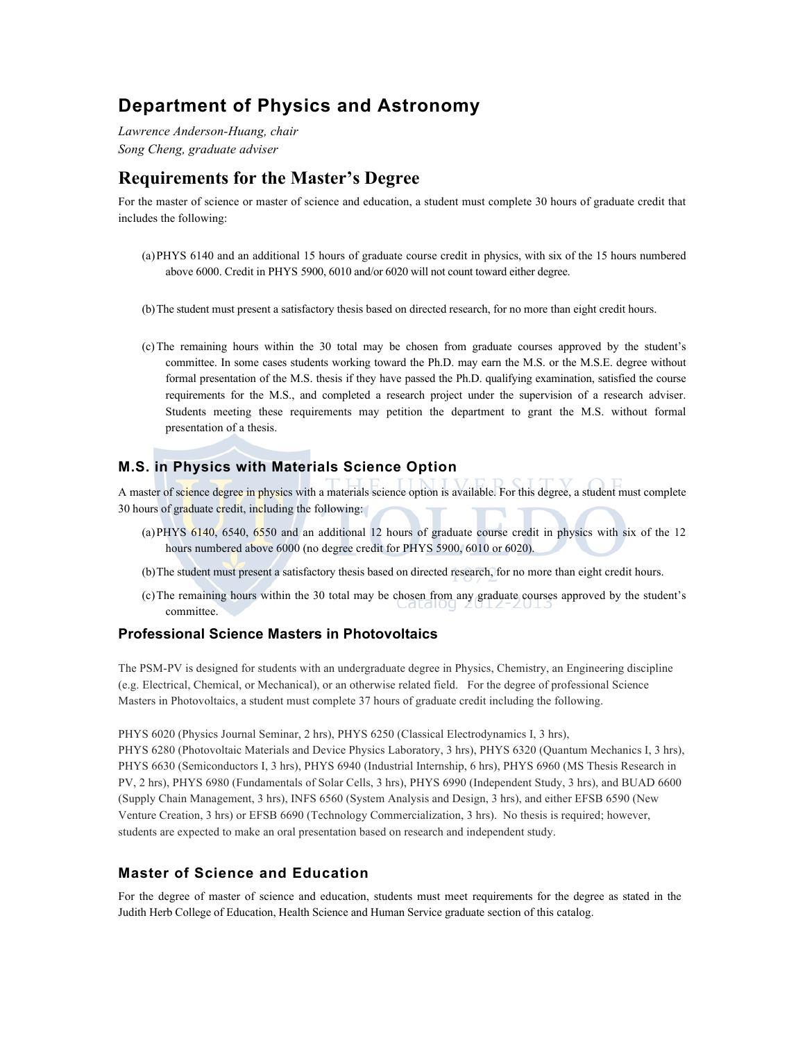# Department of Physics and Astronomy

*Lawrence Anderson-Huang, chair*
*Song Cheng, graduate adviser*

## Requirements for the Master's Degree

For the master of science or master of science and education, a student must complete 30 hours of graduate credit that includes the following:

(a) PHYS 6140 and an additional 15 hours of graduate course credit in physics, with six of the 15 hours numbered above 6000. Credit in PHYS 5900, 6010 and/or 6020 will not count toward either degree.

(b) The student must present a satisfactory thesis based on directed research, for no more than eight credit hours.

(c) The remaining hours within the 30 total may be chosen from graduate courses approved by the student's committee. In some cases students working toward the Ph.D. may earn the M.S. or the M.S.E. degree without formal presentation of the M.S. thesis if they have passed the Ph.D. qualifying examination, satisfied the course requirements for the M.S., and completed a research project under the supervision of a research adviser. Students meeting these requirements may petition the department to grant the M.S. without formal presentation of a thesis.

### M.S. in Physics with Materials Science Option

A master of science degree in physics with a materials science option is available. For this degree, a student must complete 30 hours of graduate credit, including the following:

(a) PHYS 6140, 6540, 6550 and an additional 12 hours of graduate course credit in physics with six of the 12 hours numbered above 6000 (no degree credit for PHYS 5900, 6010 or 6020).

(b) The student must present a satisfactory thesis based on directed research, for no more than eight credit hours.

(c) The remaining hours within the 30 total may be chosen from any graduate courses approved by the student's committee.

### Professional Science Masters in Photovoltaics

The PSM-PV is designed for students with an undergraduate degree in Physics, Chemistry, an Engineering discipline (e.g. Electrical, Chemical, or Mechanical), or an otherwise related field. For the degree of professional Science Masters in Photovoltaics, a student must complete 37 hours of graduate credit including the following.

PHYS 6020 (Physics Journal Seminar, 2 hrs), PHYS 6250 (Classical Electrodynamics I, 3 hrs), PHYS 6280 (Photovoltaic Materials and Device Physics Laboratory, 3 hrs), PHYS 6320 (Quantum Mechanics I, 3 hrs), PHYS 6630 (Semiconductors I, 3 hrs), PHYS 6940 (Industrial Internship, 6 hrs), PHYS 6960 (MS Thesis Research in PV, 2 hrs), PHYS 6980 (Fundamentals of Solar Cells, 3 hrs), PHYS 6990 (Independent Study, 3 hrs), and BUAD 6600 (Supply Chain Management, 3 hrs), INFS 6560 (System Analysis and Design, 3 hrs), and either EFSB 6590 (New Venture Creation, 3 hrs) or EFSB 6690 (Technology Commercialization, 3 hrs). No thesis is required; however, students are expected to make an oral presentation based on research and independent study.

### Master of Science and Education

For the degree of master of science and education, students must meet requirements for the degree as stated in the Judith Herb College of Education, Health Science and Human Service graduate section of this catalog.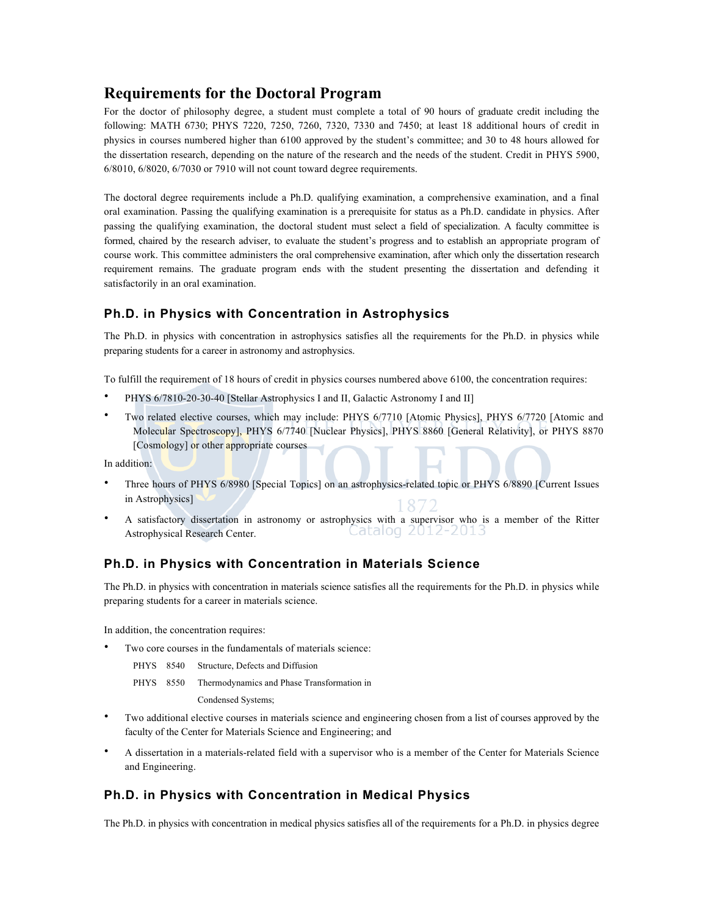## Requirements for the Doctoral Program

For the doctor of philosophy degree, a student must complete a total of 90 hours of graduate credit including the following: MATH 6730; PHYS 7220, 7250, 7260, 7320, 7330 and 7450; at least 18 additional hours of credit in physics in courses numbered higher than 6100 approved by the student's committee; and 30 to 48 hours allowed for the dissertation research, depending on the nature of the research and the needs of the student. Credit in PHYS 5900, 6/8010, 6/8020, 6/7030 or 7910 will not count toward degree requirements.

The doctoral degree requirements include a Ph.D. qualifying examination, a comprehensive examination, and a final oral examination. Passing the qualifying examination is a prerequisite for status as a Ph.D. candidate in physics. After passing the qualifying examination, the doctoral student must select a field of specialization. A faculty committee is formed, chaired by the research adviser, to evaluate the student's progress and to establish an appropriate program of course work. This committee administers the oral comprehensive examination, after which only the dissertation research requirement remains. The graduate program ends with the student presenting the dissertation and defending it satisfactorily in an oral examination.

### Ph.D. in Physics with Concentration in Astrophysics

The Ph.D. in physics with concentration in astrophysics satisfies all the requirements for the Ph.D. in physics while preparing students for a career in astronomy and astrophysics.

To fulfill the requirement of 18 hours of credit in physics courses numbered above 6100, the concentration requires:

- PHYS 6/7810-20-30-40 [Stellar Astrophysics I and II, Galactic Astronomy I and II]
- Two related elective courses, which may include: PHYS 6/7710 [Atomic Physics], PHYS 6/7720 [Atomic and Molecular Spectroscopy], PHYS 6/7740 [Nuclear Physics], PHYS 8860 [General Relativity], or PHYS 8870 [Cosmology] or other appropriate courses

In addition:

- Three hours of PHYS 6/8980 [Special Topics] on an astrophysics-related topic or PHYS 6/8890 [Current Issues in Astrophysics]
- A satisfactory dissertation in astronomy or astrophysics with a supervisor who is a member of the Ritter Astrophysical Research Center.

### Ph.D. in Physics with Concentration in Materials Science

The Ph.D. in physics with concentration in materials science satisfies all the requirements for the Ph.D. in physics while preparing students for a career in materials science.

In addition, the concentration requires:

- Two core courses in the fundamentals of materials science:
  - PHYS 8540 Structure, Defects and Diffusion
  - PHYS 8550 Thermodynamics and Phase Transformation in Condensed Systems;
- Two additional elective courses in materials science and engineering chosen from a list of courses approved by the faculty of the Center for Materials Science and Engineering; and
- A dissertation in a materials-related field with a supervisor who is a member of the Center for Materials Science and Engineering.

### Ph.D. in Physics with Concentration in Medical Physics

The Ph.D. in physics with concentration in medical physics satisfies all of the requirements for a Ph.D. in physics degree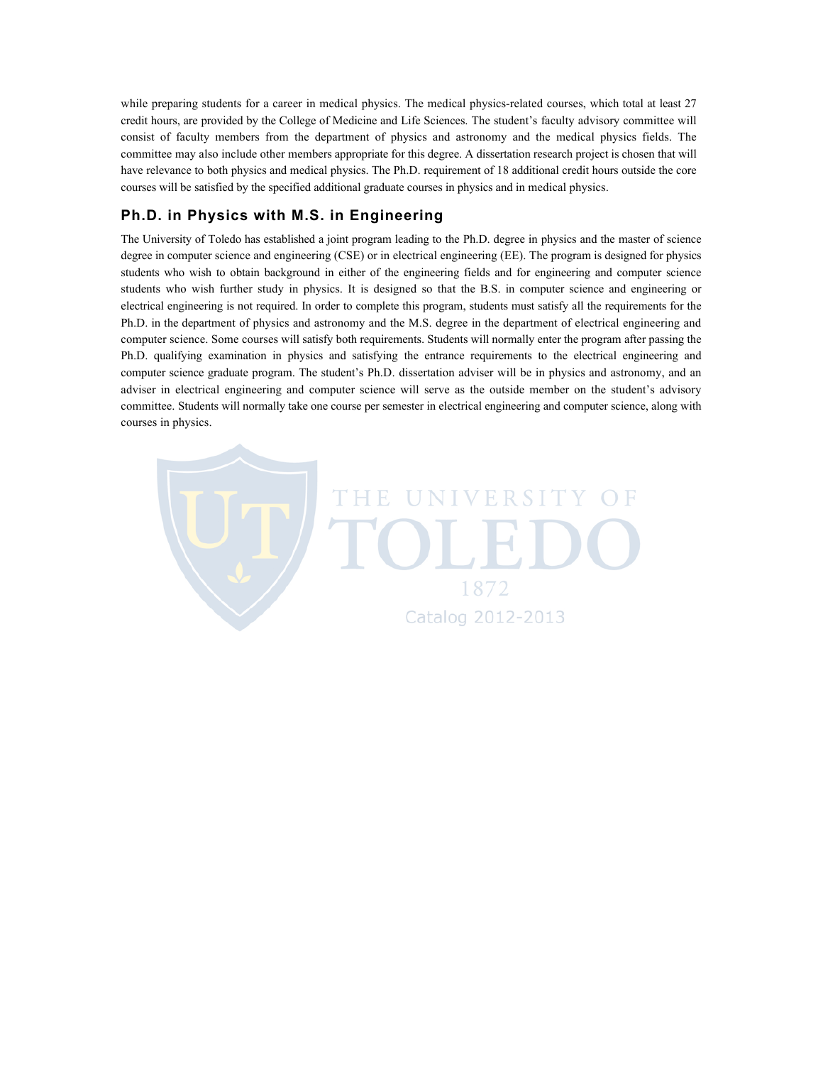while preparing students for a career in medical physics. The medical physics-related courses, which total at least 27 credit hours, are provided by the College of Medicine and Life Sciences. The student's faculty advisory committee will consist of faculty members from the department of physics and astronomy and the medical physics fields. The committee may also include other members appropriate for this degree. A dissertation research project is chosen that will have relevance to both physics and medical physics. The Ph.D. requirement of 18 additional credit hours outside the core courses will be satisfied by the specified additional graduate courses in physics and in medical physics.

## Ph.D. in Physics with M.S. in Engineering

The University of Toledo has established a joint program leading to the Ph.D. degree in physics and the master of science degree in computer science and engineering (CSE) or in electrical engineering (EE). The program is designed for physics students who wish to obtain background in either of the engineering fields and for engineering and computer science students who wish further study in physics. It is designed so that the B.S. in computer science and engineering or electrical engineering is not required. In order to complete this program, students must satisfy all the requirements for the Ph.D. in the department of physics and astronomy and the M.S. degree in the department of electrical engineering and computer science. Some courses will satisfy both requirements. Students will normally enter the program after passing the Ph.D. qualifying examination in physics and satisfying the entrance requirements to the electrical engineering and computer science graduate program. The student's Ph.D. dissertation adviser will be in physics and astronomy, and an adviser in electrical engineering and computer science will serve as the outside member on the student's advisory committee. Students will normally take one course per semester in electrical engineering and computer science, along with courses in physics.